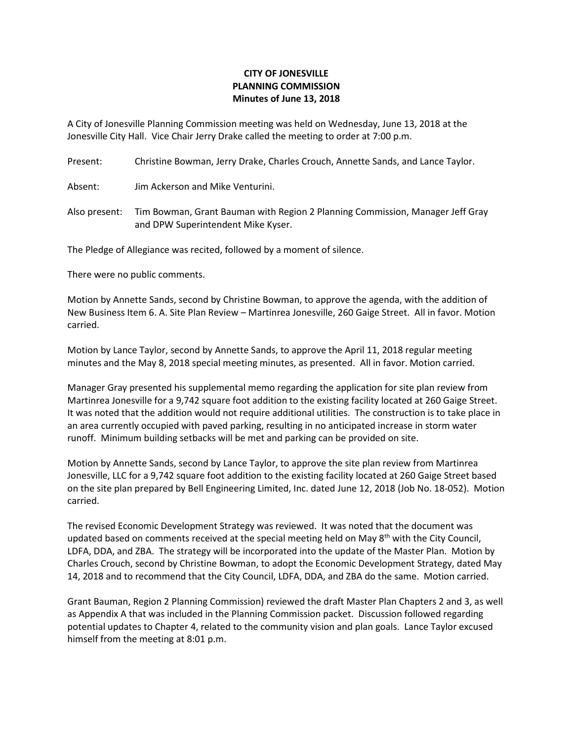# CITY OF JONESVILLE
## PLANNING COMMISSION
### Minutes of June 13, 2018

A City of Jonesville Planning Commission meeting was held on Wednesday, June 13, 2018 at the Jonesville City Hall. Vice Chair Jerry Drake called the meeting to order at 7:00 p.m.

Present: Christine Bowman, Jerry Drake, Charles Crouch, Annette Sands, and Lance Taylor.

Absent: Jim Ackerson and Mike Venturini.

Also present: Tim Bowman, Grant Bauman with Region 2 Planning Commission, Manager Jeff Gray and DPW Superintendent Mike Kyser.

The Pledge of Allegiance was recited, followed by a moment of silence.

There were no public comments.

Motion by Annette Sands, second by Christine Bowman, to approve the agenda, with the addition of New Business Item 6. A. Site Plan Review – Martinrea Jonesville, 260 Gaige Street. All in favor. Motion carried.

Motion by Lance Taylor, second by Annette Sands, to approve the April 11, 2018 regular meeting minutes and the May 8, 2018 special meeting minutes, as presented. All in favor. Motion carried.

Manager Gray presented his supplemental memo regarding the application for site plan review from Martinrea Jonesville for a 9,742 square foot addition to the existing facility located at 260 Gaige Street. It was noted that the addition would not require additional utilities. The construction is to take place in an area currently occupied with paved parking, resulting in no anticipated increase in storm water runoff. Minimum building setbacks will be met and parking can be provided on site.

Motion by Annette Sands, second by Lance Taylor, to approve the site plan review from Martinrea Jonesville, LLC for a 9,742 square foot addition to the existing facility located at 260 Gaige Street based on the site plan prepared by Bell Engineering Limited, Inc. dated June 12, 2018 (Job No. 18-052). Motion carried.

The revised Economic Development Strategy was reviewed. It was noted that the document was updated based on comments received at the special meeting held on May 8th with the City Council, LDFA, DDA, and ZBA. The strategy will be incorporated into the update of the Master Plan. Motion by Charles Crouch, second by Christine Bowman, to adopt the Economic Development Strategy, dated May 14, 2018 and to recommend that the City Council, LDFA, DDA, and ZBA do the same. Motion carried.

Grant Bauman, Region 2 Planning Commission) reviewed the draft Master Plan Chapters 2 and 3, as well as Appendix A that was included in the Planning Commission packet. Discussion followed regarding potential updates to Chapter 4, related to the community vision and plan goals. Lance Taylor excused himself from the meeting at 8:01 p.m.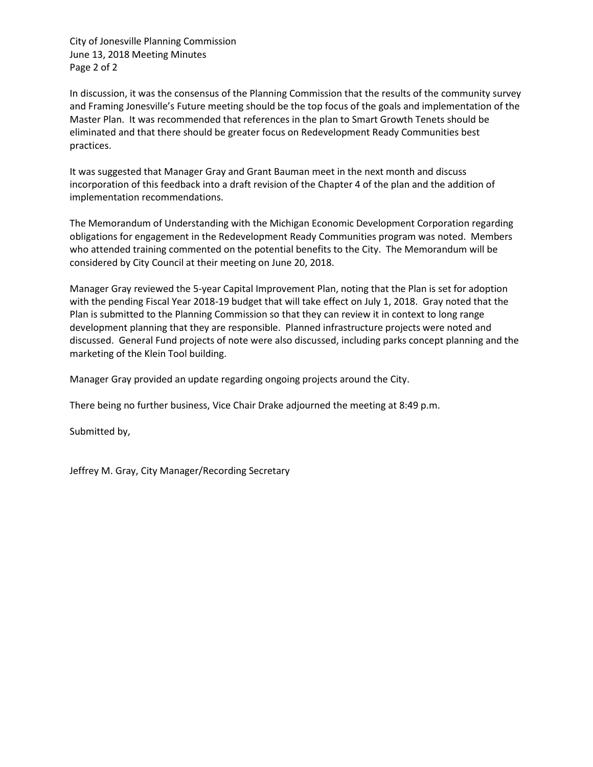In discussion, it was the consensus of the Planning Commission that the results of the community survey and Framing Jonesville's Future meeting should be the top focus of the goals and implementation of the Master Plan. It was recommended that references in the plan to Smart Growth Tenets should be eliminated and that there should be greater focus on Redevelopment Ready Communities best practices.

It was suggested that Manager Gray and Grant Bauman meet in the next month and discuss incorporation of this feedback into a draft revision of the Chapter 4 of the plan and the addition of implementation recommendations.

The Memorandum of Understanding with the Michigan Economic Development Corporation regarding obligations for engagement in the Redevelopment Ready Communities program was noted. Members who attended training commented on the potential benefits to the City. The Memorandum will be considered by City Council at their meeting on June 20, 2018.

Manager Gray reviewed the 5-year Capital Improvement Plan, noting that the Plan is set for adoption with the pending Fiscal Year 2018-19 budget that will take effect on July 1, 2018. Gray noted that the Plan is submitted to the Planning Commission so that they can review it in context to long range development planning that they are responsible. Planned infrastructure projects were noted and discussed. General Fund projects of note were also discussed, including parks concept planning and the marketing of the Klein Tool building.

Manager Gray provided an update regarding ongoing projects around the City.

There being no further business, Vice Chair Drake adjourned the meeting at 8:49 p.m.

Submitted by,

Jeffrey M. Gray, City Manager/Recording Secretary